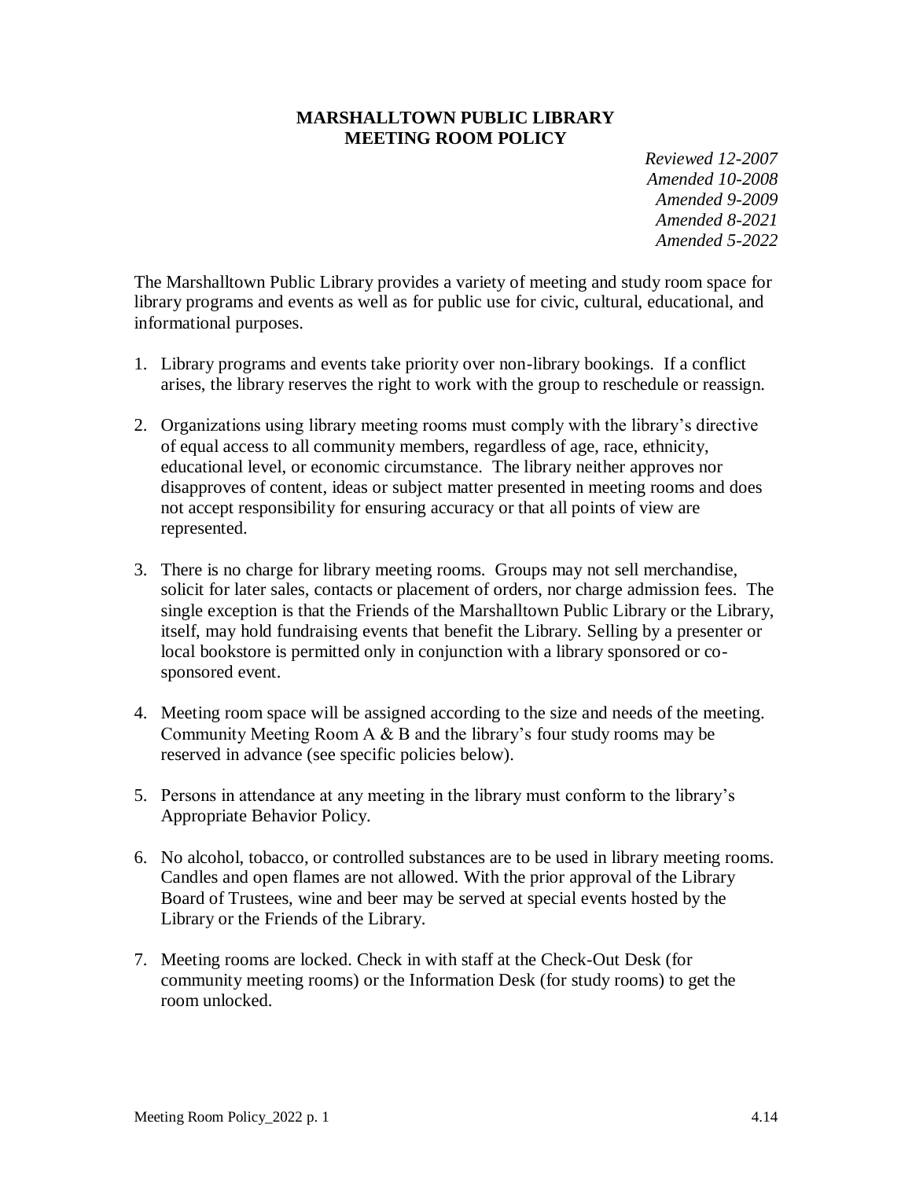# MARSHALLTOWN PUBLIC LIBRARY
# MEETING ROOM POLICY

*Reviewed 12-2007*
*Amended 10-2008*
*Amended 9-2009*
*Amended 8-2021*
*Amended 5-2022*

The Marshalltown Public Library provides a variety of meeting and study room space for library programs and events as well as for public use for civic, cultural, educational, and informational purposes.

1. Library programs and events take priority over non-library bookings. If a conflict arises, the library reserves the right to work with the group to reschedule or reassign.

2. Organizations using library meeting rooms must comply with the library's directive of equal access to all community members, regardless of age, race, ethnicity, educational level, or economic circumstance. The library neither approves nor disapproves of content, ideas or subject matter presented in meeting rooms and does not accept responsibility for ensuring accuracy or that all points of view are represented.

3. There is no charge for library meeting rooms. Groups may not sell merchandise, solicit for later sales, contacts or placement of orders, nor charge admission fees. The single exception is that the Friends of the Marshalltown Public Library or the Library, itself, may hold fundraising events that benefit the Library. Selling by a presenter or local bookstore is permitted only in conjunction with a library sponsored or co-sponsored event.

4. Meeting room space will be assigned according to the size and needs of the meeting. Community Meeting Room A & B and the library's four study rooms may be reserved in advance (see specific policies below).

5. Persons in attendance at any meeting in the library must conform to the library's Appropriate Behavior Policy.

6. No alcohol, tobacco, or controlled substances are to be used in library meeting rooms. Candles and open flames are not allowed. With the prior approval of the Library Board of Trustees, wine and beer may be served at special events hosted by the Library or the Friends of the Library.

7. Meeting rooms are locked. Check in with staff at the Check-Out Desk (for community meeting rooms) or the Information Desk (for study rooms) to get the room unlocked.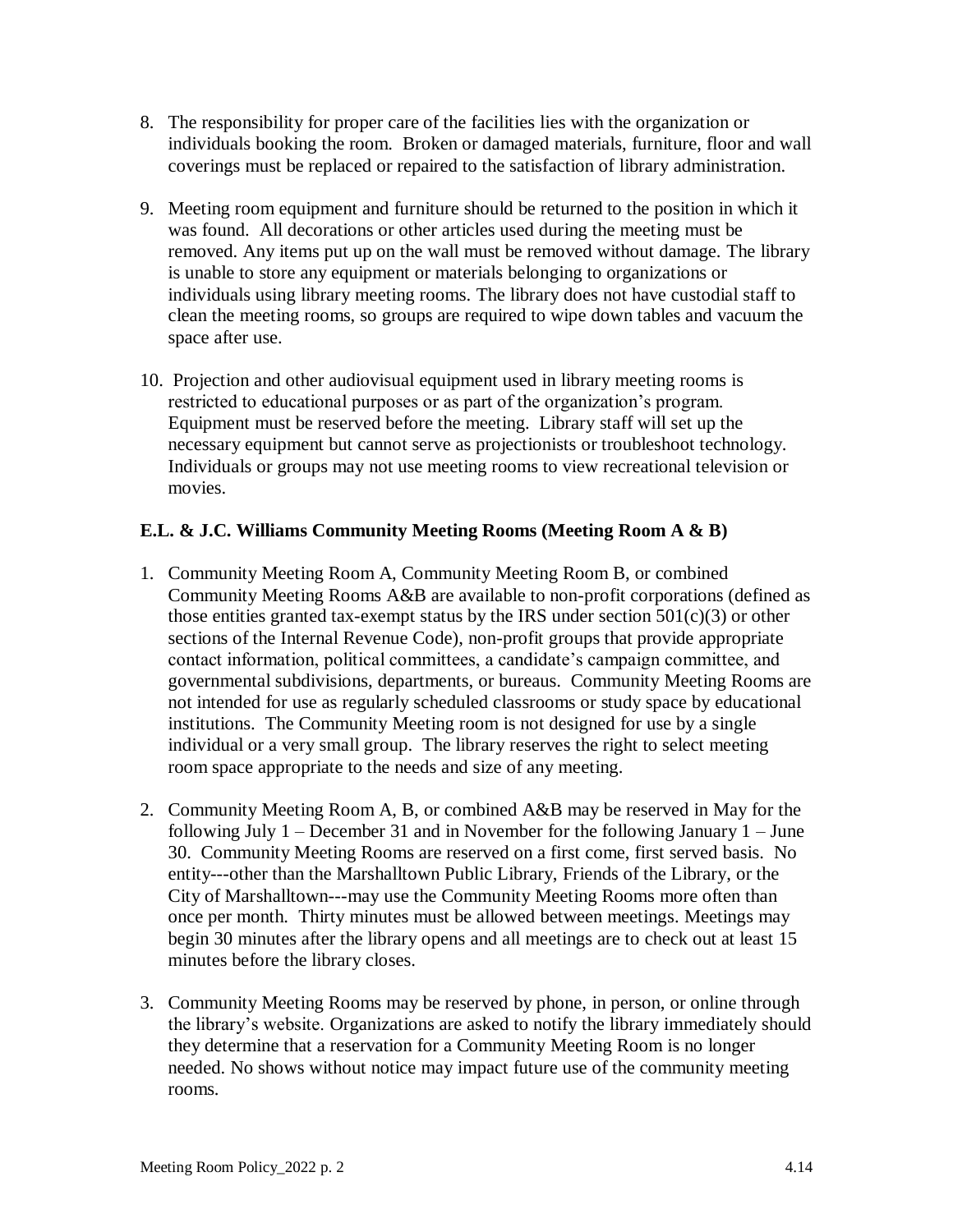8. The responsibility for proper care of the facilities lies with the organization or individuals booking the room. Broken or damaged materials, furniture, floor and wall coverings must be replaced or repaired to the satisfaction of library administration.

9. Meeting room equipment and furniture should be returned to the position in which it was found. All decorations or other articles used during the meeting must be removed. Any items put up on the wall must be removed without damage. The library is unable to store any equipment or materials belonging to organizations or individuals using library meeting rooms. The library does not have custodial staff to clean the meeting rooms, so groups are required to wipe down tables and vacuum the space after use.

10. Projection and other audiovisual equipment used in library meeting rooms is restricted to educational purposes or as part of the organization's program. Equipment must be reserved before the meeting. Library staff will set up the necessary equipment but cannot serve as projectionists or troubleshoot technology. Individuals or groups may not use meeting rooms to view recreational television or movies.

**E.L. & J.C. Williams Community Meeting Rooms (Meeting Room A & B)**

1. Community Meeting Room A, Community Meeting Room B, or combined Community Meeting Rooms A&B are available to non-profit corporations (defined as those entities granted tax-exempt status by the IRS under section 501(c)(3) or other sections of the Internal Revenue Code), non-profit groups that provide appropriate contact information, political committees, a candidate's campaign committee, and governmental subdivisions, departments, or bureaus. Community Meeting Rooms are not intended for use as regularly scheduled classrooms or study space by educational institutions. The Community Meeting room is not designed for use by a single individual or a very small group. The library reserves the right to select meeting room space appropriate to the needs and size of any meeting.

2. Community Meeting Room A, B, or combined A&B may be reserved in May for the following July 1 – December 31 and in November for the following January 1 – June 30. Community Meeting Rooms are reserved on a first come, first served basis. No entity---other than the Marshalltown Public Library, Friends of the Library, or the City of Marshalltown---may use the Community Meeting Rooms more often than once per month. Thirty minutes must be allowed between meetings. Meetings may begin 30 minutes after the library opens and all meetings are to check out at least 15 minutes before the library closes.

3. Community Meeting Rooms may be reserved by phone, in person, or online through the library's website. Organizations are asked to notify the library immediately should they determine that a reservation for a Community Meeting Room is no longer needed. No shows without notice may impact future use of the community meeting rooms.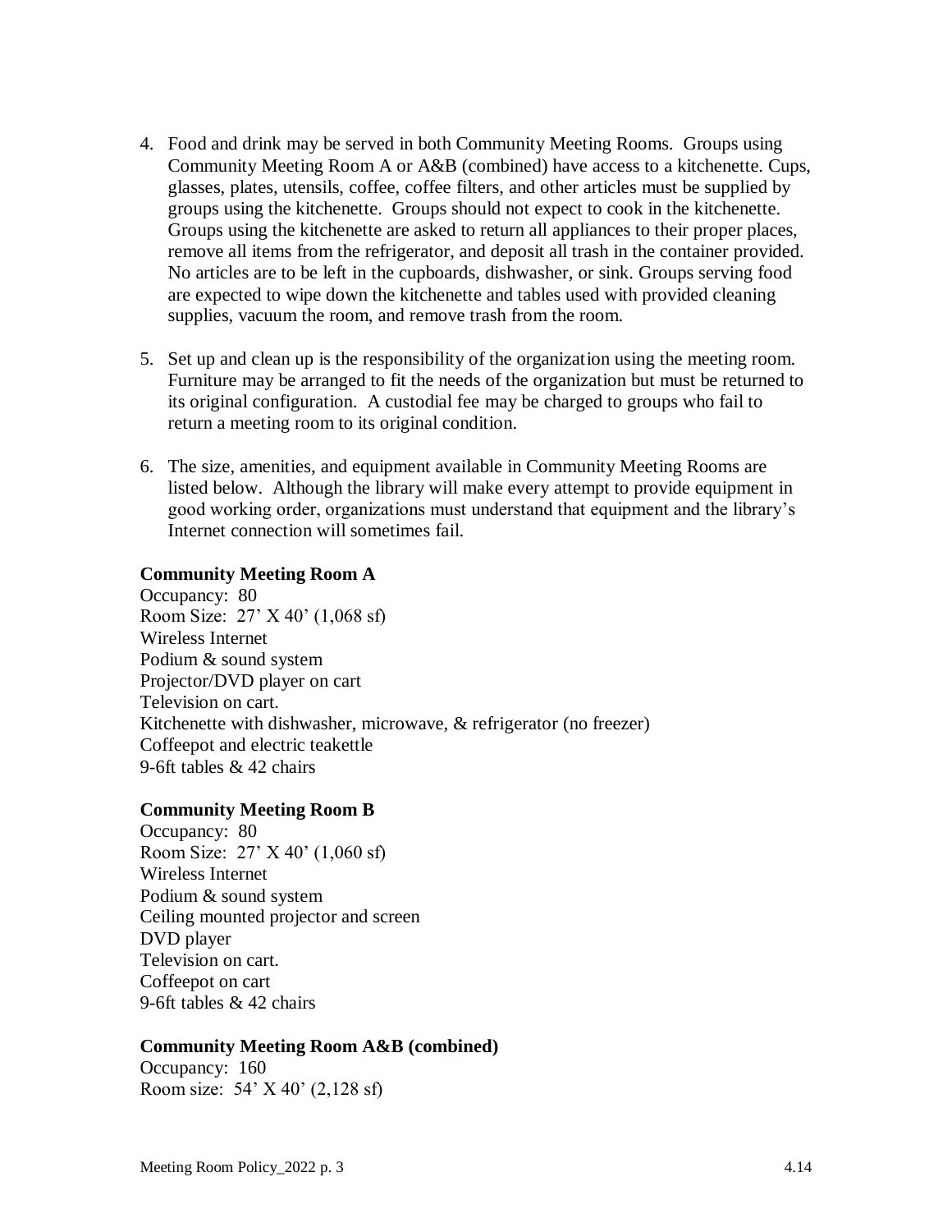4. Food and drink may be served in both Community Meeting Rooms. Groups using Community Meeting Room A or A&B (combined) have access to a kitchenette. Cups, glasses, plates, utensils, coffee, coffee filters, and other articles must be supplied by groups using the kitchenette. Groups should not expect to cook in the kitchenette. Groups using the kitchenette are asked to return all appliances to their proper places, remove all items from the refrigerator, and deposit all trash in the container provided. No articles are to be left in the cupboards, dishwasher, or sink. Groups serving food are expected to wipe down the kitchenette and tables used with provided cleaning supplies, vacuum the room, and remove trash from the room.

5. Set up and clean up is the responsibility of the organization using the meeting room. Furniture may be arranged to fit the needs of the organization but must be returned to its original configuration. A custodial fee may be charged to groups who fail to return a meeting room to its original condition.

6. The size, amenities, and equipment available in Community Meeting Rooms are listed below. Although the library will make every attempt to provide equipment in good working order, organizations must understand that equipment and the library's Internet connection will sometimes fail.

**Community Meeting Room A**
Occupancy: 80
Room Size: 27' X 40' (1,068 sf)
Wireless Internet
Podium & sound system
Projector/DVD player on cart
Television on cart.
Kitchenette with dishwasher, microwave, & refrigerator (no freezer)
Coffeepot and electric teakettle
9-6ft tables & 42 chairs

**Community Meeting Room B**
Occupancy: 80
Room Size: 27' X 40' (1,060 sf)
Wireless Internet
Podium & sound system
Ceiling mounted projector and screen
DVD player
Television on cart.
Coffeepot on cart
9-6ft tables & 42 chairs

**Community Meeting Room A&B (combined)**
Occupancy: 160
Room size: 54' X 40' (2,128 sf)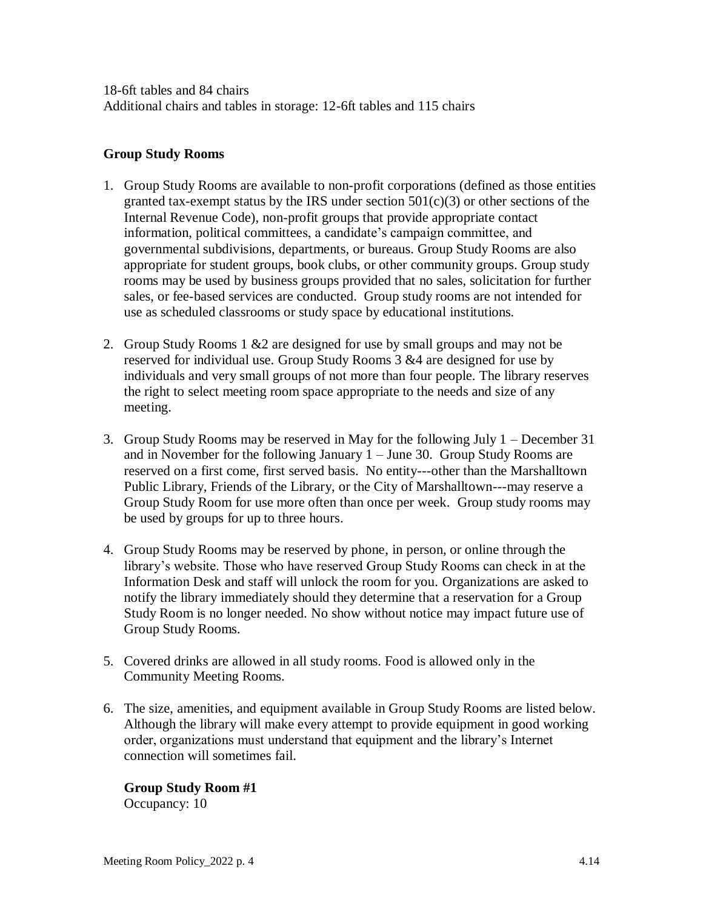18-6ft tables and 84 chairs
Additional chairs and tables in storage: 12-6ft tables and 115 chairs

**Group Study Rooms**

1. Group Study Rooms are available to non-profit corporations (defined as those entities granted tax-exempt status by the IRS under section 501(c)(3) or other sections of the Internal Revenue Code), non-profit groups that provide appropriate contact information, political committees, a candidate's campaign committee, and governmental subdivisions, departments, or bureaus. Group Study Rooms are also appropriate for student groups, book clubs, or other community groups. Group study rooms may be used by business groups provided that no sales, solicitation for further sales, or fee-based services are conducted. Group study rooms are not intended for use as scheduled classrooms or study space by educational institutions.

2. Group Study Rooms 1 &2 are designed for use by small groups and may not be reserved for individual use. Group Study Rooms 3 &4 are designed for use by individuals and very small groups of not more than four people. The library reserves the right to select meeting room space appropriate to the needs and size of any meeting.

3. Group Study Rooms may be reserved in May for the following July 1 – December 31 and in November for the following January 1 – June 30. Group Study Rooms are reserved on a first come, first served basis. No entity---other than the Marshalltown Public Library, Friends of the Library, or the City of Marshalltown---may reserve a Group Study Room for use more often than once per week. Group study rooms may be used by groups for up to three hours.

4. Group Study Rooms may be reserved by phone, in person, or online through the library's website. Those who have reserved Group Study Rooms can check in at the Information Desk and staff will unlock the room for you. Organizations are asked to notify the library immediately should they determine that a reservation for a Group Study Room is no longer needed. No show without notice may impact future use of Group Study Rooms.

5. Covered drinks are allowed in all study rooms. Food is allowed only in the Community Meeting Rooms.

6. The size, amenities, and equipment available in Group Study Rooms are listed below. Although the library will make every attempt to provide equipment in good working order, organizations must understand that equipment and the library's Internet connection will sometimes fail.

   **Group Study Room #1**
   Occupancy: 10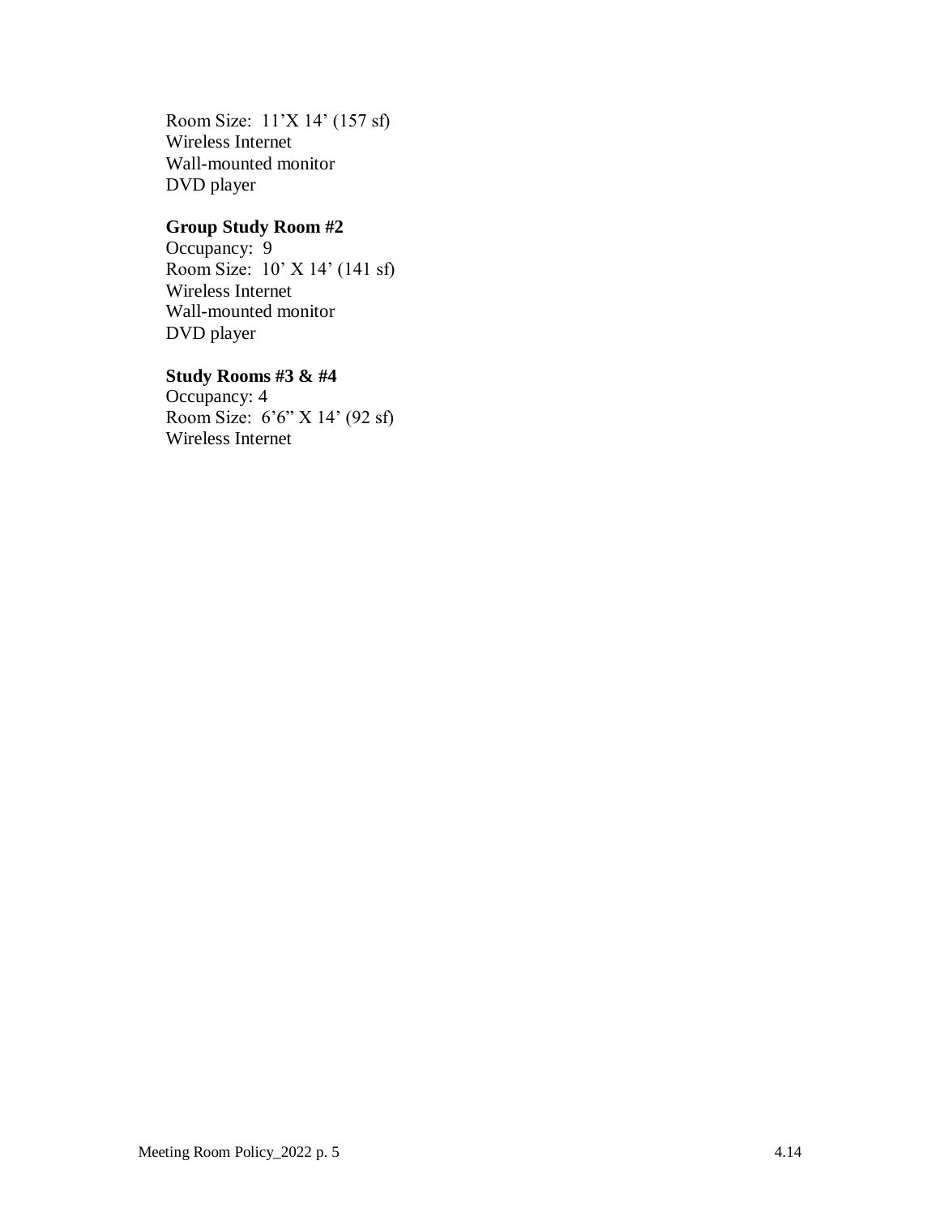Room Size: 11'X 14' (157 sf)
Wireless Internet
Wall-mounted monitor
DVD player

**Group Study Room #2**

Occupancy: 9
Room Size: 10' X 14' (141 sf)
Wireless Internet
Wall-mounted monitor
DVD player

**Study Rooms #3 & #4**

Occupancy: 4
Room Size: 6'6" X 14' (92 sf)
Wireless Internet